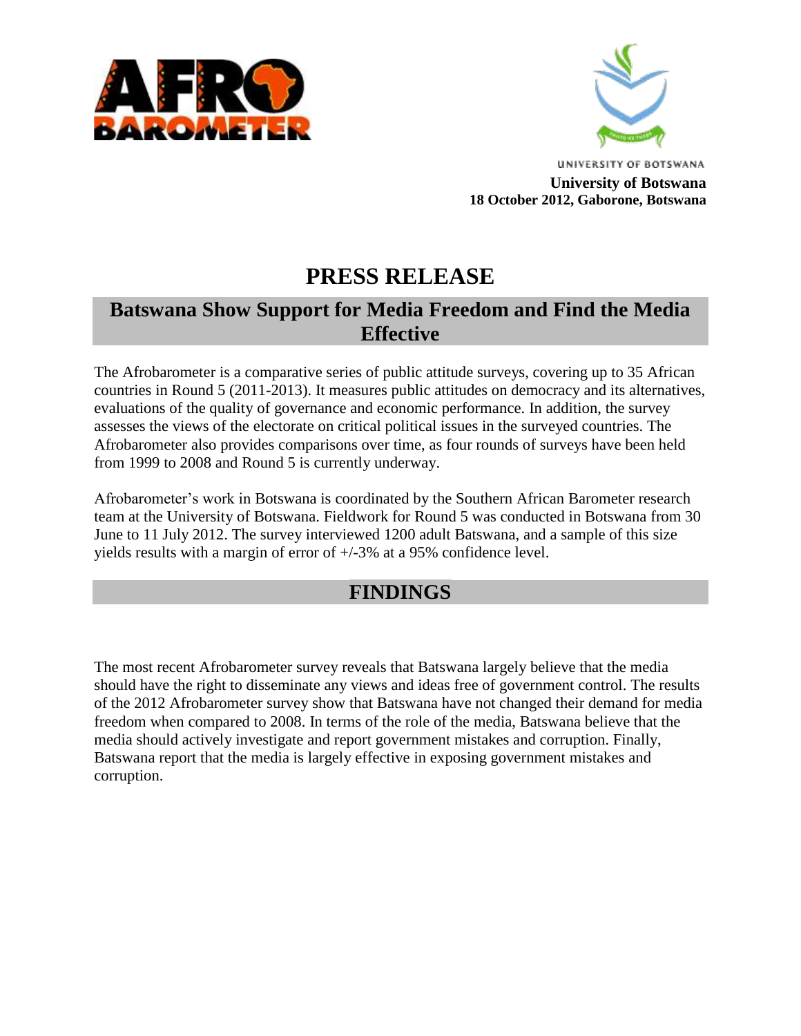UNIVERSITY OF BOTSWANA

**University of Botswana**
**18 October 2012, Gaborone, Botswana**

# PRESS RELEASE

## Batswana Show Support for Media Freedom and Find the Media Effective

The Afrobarometer is a comparative series of public attitude surveys, covering up to 35 African countries in Round 5 (2011-2013). It measures public attitudes on democracy and its alternatives, evaluations of the quality of governance and economic performance. In addition, the survey assesses the views of the electorate on critical political issues in the surveyed countries. The Afrobarometer also provides comparisons over time, as four rounds of surveys have been held from 1999 to 2008 and Round 5 is currently underway.

Afrobarometer's work in Botswana is coordinated by the Southern African Barometer research team at the University of Botswana. Fieldwork for Round 5 was conducted in Botswana from 30 June to 11 July 2012. The survey interviewed 1200 adult Batswana, and a sample of this size yields results with a margin of error of +/-3% at a 95% confidence level.

## FINDINGS

The most recent Afrobarometer survey reveals that Batswana largely believe that the media should have the right to disseminate any views and ideas free of government control. The results of the 2012 Afrobarometer survey show that Batswana have not changed their demand for media freedom when compared to 2008. In terms of the role of the media, Batswana believe that the media should actively investigate and report government mistakes and corruption. Finally, Batswana report that the media is largely effective in exposing government mistakes and corruption.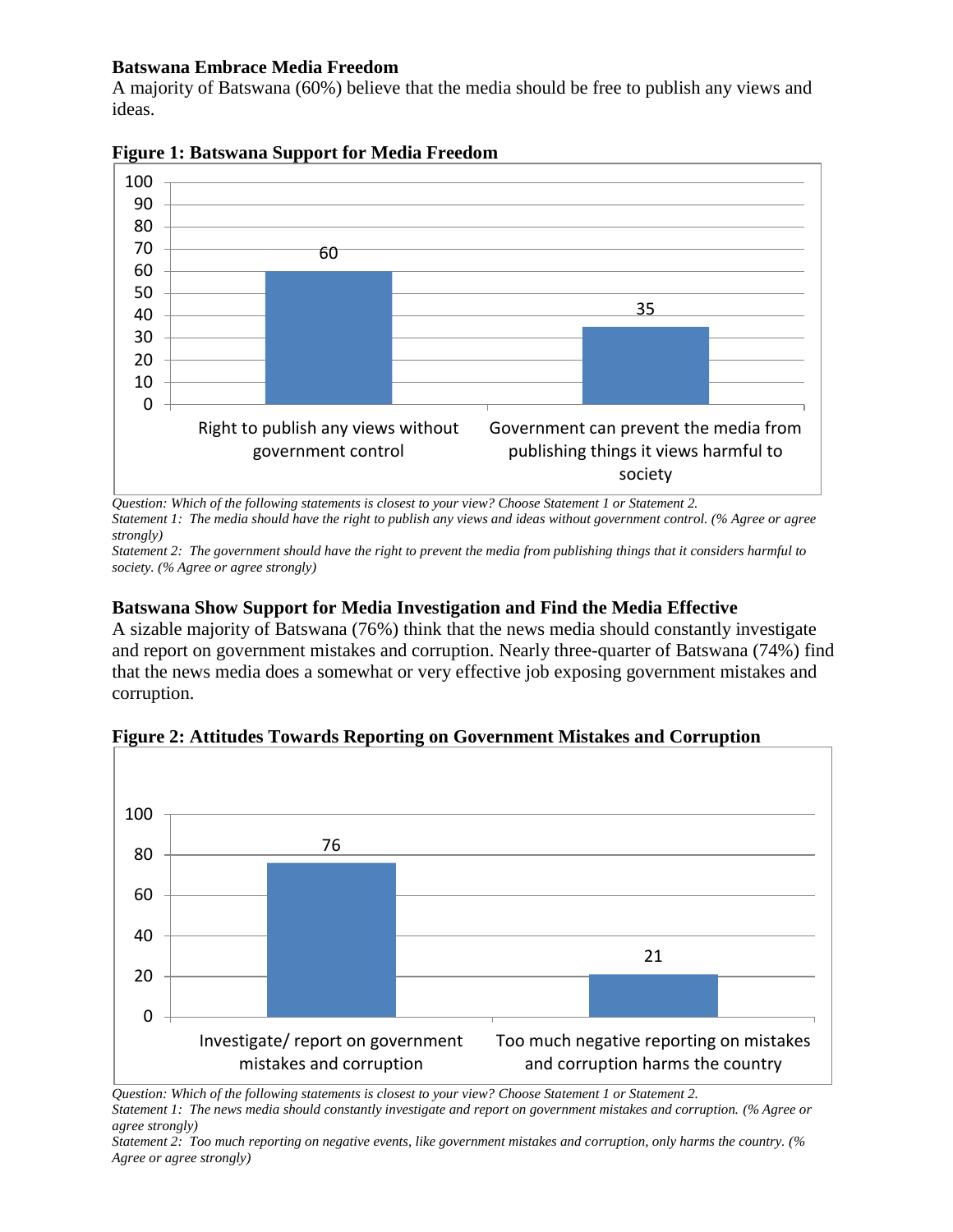**Batswana Embrace Media Freedom**

A majority of Batswana (60%) believe that the media should be free to publish any views and ideas.

**Figure 1: Batswana Support for Media Freedom**

| | % |
|---|---|
| Right to publish any views without government control | 60 |
| Government can prevent the media from publishing things it views harmful to society | 35 |

*Question: Which of the following statements is closest to your view? Choose Statement 1 or Statement 2.*
*Statement 1: The media should have the right to publish any views and ideas without government control. (% Agree or agree strongly)*
*Statement 2: The government should have the right to prevent the media from publishing things that it considers harmful to society. (% Agree or agree strongly)*

**Batswana Show Support for Media Investigation and Find the Media Effective**

A sizable majority of Batswana (76%) think that the news media should constantly investigate and report on government mistakes and corruption. Nearly three-quarter of Batswana (74%) find that the news media does a somewhat or very effective job exposing government mistakes and corruption.

**Figure 2: Attitudes Towards Reporting on Government Mistakes and Corruption**

| | % |
|---|---|
| Investigate/ report on government mistakes and corruption | 76 |
| Too much negative reporting on mistakes and corruption harms the country | 21 |

*Question: Which of the following statements is closest to your view? Choose Statement 1 or Statement 2.*
*Statement 1: The news media should constantly investigate and report on government mistakes and corruption. (% Agree or agree strongly)*
*Statement 2: Too much reporting on negative events, like government mistakes and corruption, only harms the country. (% Agree or agree strongly)*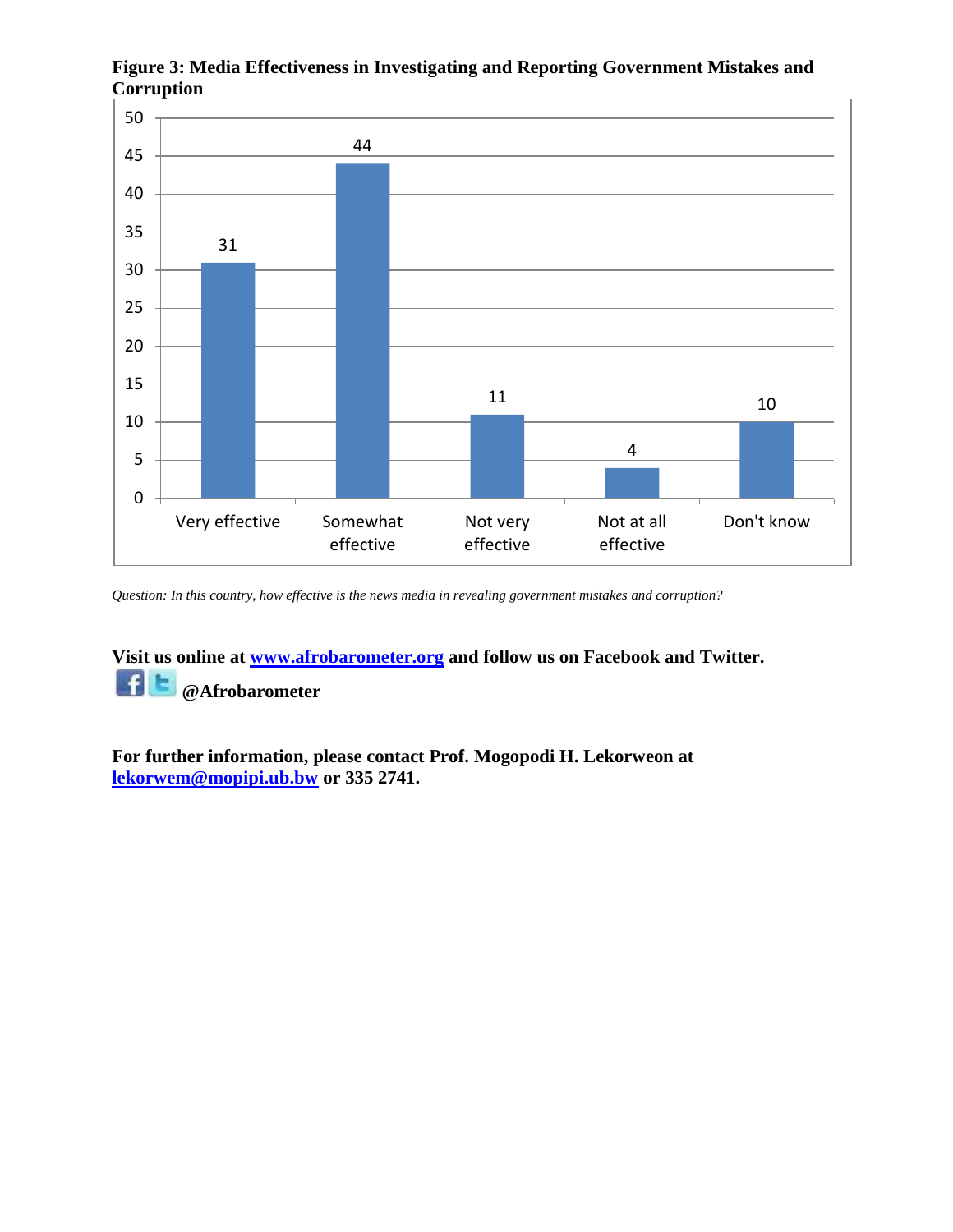**Figure 3: Media Effectiveness in Investigating and Reporting Government Mistakes and Corruption**

50
45
40
35
30
25
20
15
10
5
0

31
44
11
4
10

Very effective
Somewhat effective
Not very effective
Not at all effective
Don't know

*Question: In this country, how effective is the news media in revealing government mistakes and corruption?*

**Visit us online at [www.afrobarometer.org](http://www.afrobarometer.org) and follow us on Facebook and Twitter.**

**@Afrobarometer**

**For further information, please contact Prof. Mogopodi H. Lekorweon at [lekorwem@mopipi.ub.bw](mailto:lekorwem@mopipi.ub.bw) or 335 2741.**